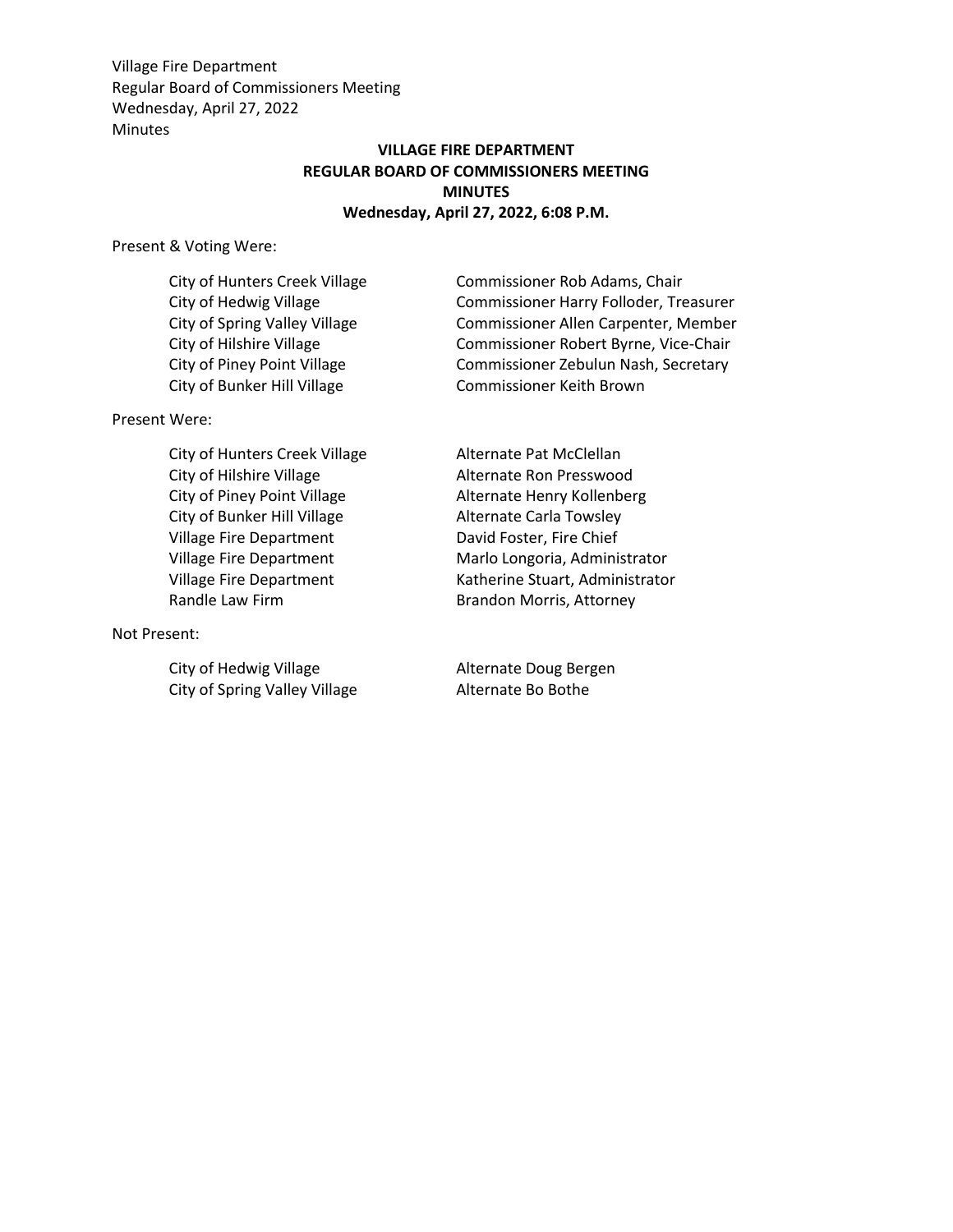**VILLAGE FIRE DEPARTMENT**
**REGULAR BOARD OF COMMISSIONERS MEETING**
**MINUTES**
**Wednesday, April 27, 2022, 6:08 P.M.**

Present & Voting Were:

| | |
|---|---|
| City of Hunters Creek Village | Commissioner Rob Adams, Chair |
| City of Hedwig Village | Commissioner Harry Folloder, Treasurer |
| City of Spring Valley Village | Commissioner Allen Carpenter, Member |
| City of Hilshire Village | Commissioner Robert Byrne, Vice-Chair |
| City of Piney Point Village | Commissioner Zebulun Nash, Secretary |
| City of Bunker Hill Village | Commissioner Keith Brown |

Present Were:

| | |
|---|---|
| City of Hunters Creek Village | Alternate Pat McClellan |
| City of Hilshire Village | Alternate Ron Presswood |
| City of Piney Point Village | Alternate Henry Kollenberg |
| City of Bunker Hill Village | Alternate Carla Towsley |
| Village Fire Department | David Foster, Fire Chief |
| Village Fire Department | Marlo Longoria, Administrator |
| Village Fire Department | Katherine Stuart, Administrator |
| Randle Law Firm | Brandon Morris, Attorney |

Not Present:

| | |
|---|---|
| City of Hedwig Village | Alternate Doug Bergen |
| City of Spring Valley Village | Alternate Bo Bothe |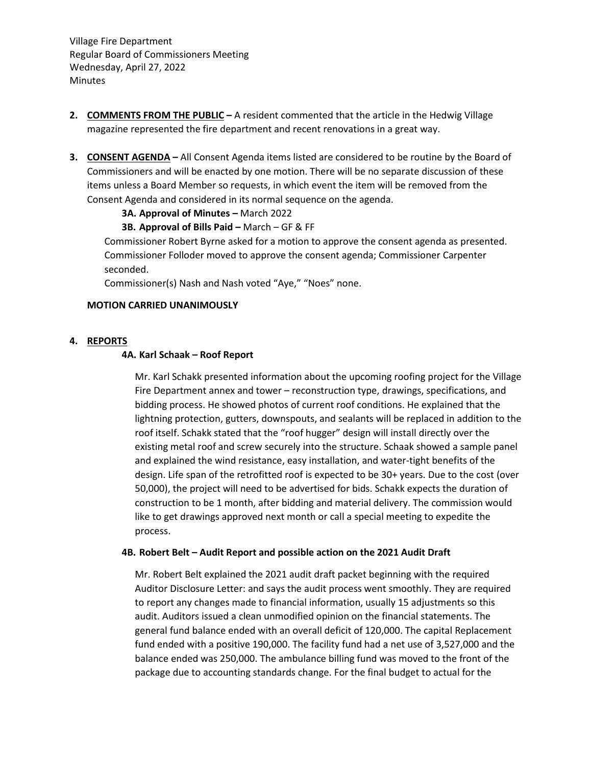Village Fire Department
Regular Board of Commissioners Meeting
Wednesday, April 27, 2022
Minutes

2. **COMMENTS FROM THE PUBLIC –** A resident commented that the article in the Hedwig Village magazine represented the fire department and recent renovations in a great way.

3. **CONSENT AGENDA –** All Consent Agenda items listed are considered to be routine by the Board of Commissioners and will be enacted by one motion. There will be no separate discussion of these items unless a Board Member so requests, in which event the item will be removed from the Consent Agenda and considered in its normal sequence on the agenda.

   **3A. Approval of Minutes –** March 2022

   **3B. Approval of Bills Paid –** March – GF & FF

   Commissioner Robert Byrne asked for a motion to approve the consent agenda as presented. Commissioner Folloder moved to approve the consent agenda; Commissioner Carpenter seconded.

   Commissioner(s) Nash and Nash voted "Aye," "Noes" none.

   **MOTION CARRIED UNANIMOUSLY**

4. **REPORTS**

   **4A. Karl Schaak – Roof Report**

   Mr. Karl Schakk presented information about the upcoming roofing project for the Village Fire Department annex and tower – reconstruction type, drawings, specifications, and bidding process. He showed photos of current roof conditions. He explained that the lightning protection, gutters, downspouts, and sealants will be replaced in addition to the roof itself. Schakk stated that the "roof hugger" design will install directly over the existing metal roof and screw securely into the structure. Schaak showed a sample panel and explained the wind resistance, easy installation, and water-tight benefits of the design. Life span of the retrofitted roof is expected to be 30+ years. Due to the cost (over 50,000), the project will need to be advertised for bids. Schakk expects the duration of construction to be 1 month, after bidding and material delivery. The commission would like to get drawings approved next month or call a special meeting to expedite the process.

   **4B. Robert Belt – Audit Report and possible action on the 2021 Audit Draft**

   Mr. Robert Belt explained the 2021 audit draft packet beginning with the required Auditor Disclosure Letter: and says the audit process went smoothly. They are required to report any changes made to financial information, usually 15 adjustments so this audit. Auditors issued a clean unmodified opinion on the financial statements. The general fund balance ended with an overall deficit of 120,000. The capital Replacement fund ended with a positive 190,000. The facility fund had a net use of 3,527,000 and the balance ended was 250,000. The ambulance billing fund was moved to the front of the package due to accounting standards change. For the final budget to actual for the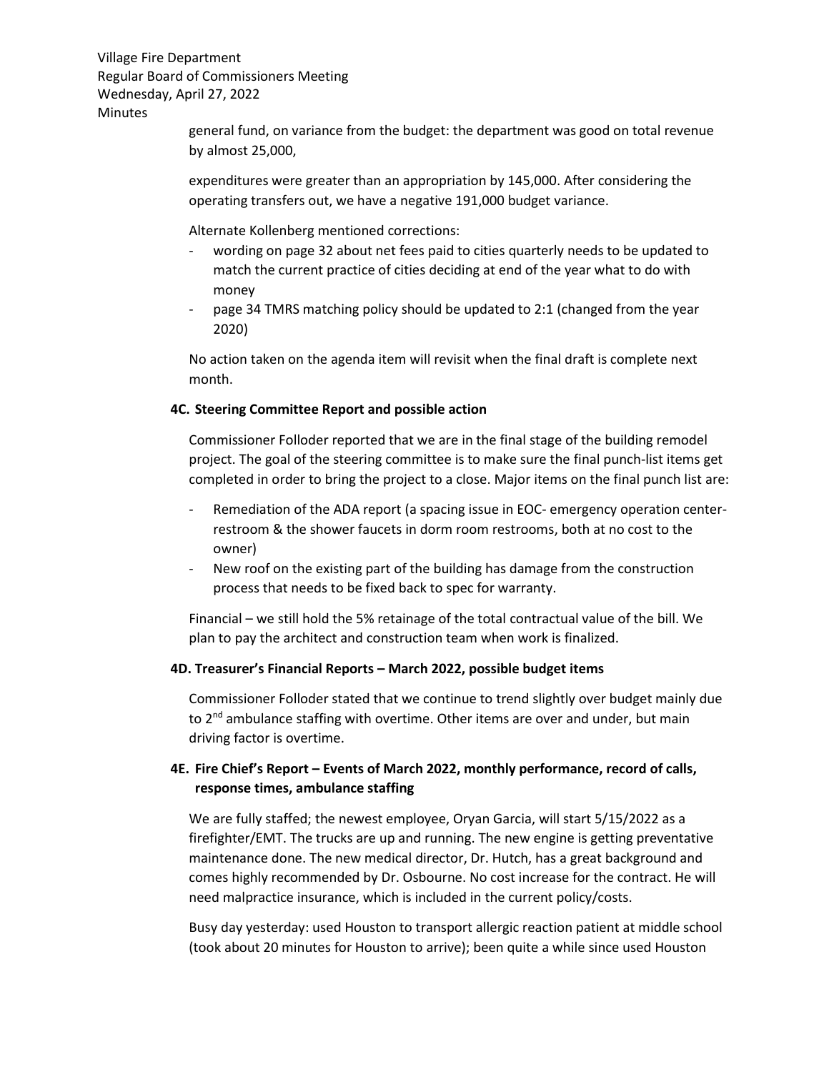general fund, on variance from the budget: the department was good on total revenue by almost 25,000,

expenditures were greater than an appropriation by 145,000. After considering the operating transfers out, we have a negative 191,000 budget variance.

Alternate Kollenberg mentioned corrections:

- wording on page 32 about net fees paid to cities quarterly needs to be updated to match the current practice of cities deciding at end of the year what to do with money
- page 34 TMRS matching policy should be updated to 2:1 (changed from the year 2020)

No action taken on the agenda item will revisit when the final draft is complete next month.

**4C. Steering Committee Report and possible action**

Commissioner Folloder reported that we are in the final stage of the building remodel project. The goal of the steering committee is to make sure the final punch-list items get completed in order to bring the project to a close. Major items on the final punch list are:

- Remediation of the ADA report (a spacing issue in EOC- emergency operation center- restroom & the shower faucets in dorm room restrooms, both at no cost to the owner)
- New roof on the existing part of the building has damage from the construction process that needs to be fixed back to spec for warranty.

Financial – we still hold the 5% retainage of the total contractual value of the bill. We plan to pay the architect and construction team when work is finalized.

**4D. Treasurer's Financial Reports – March 2022, possible budget items**

Commissioner Folloder stated that we continue to trend slightly over budget mainly due to 2nd ambulance staffing with overtime. Other items are over and under, but main driving factor is overtime.

**4E. Fire Chief's Report – Events of March 2022, monthly performance, record of calls, response times, ambulance staffing**

We are fully staffed; the newest employee, Oryan Garcia, will start 5/15/2022 as a firefighter/EMT. The trucks are up and running. The new engine is getting preventative maintenance done. The new medical director, Dr. Hutch, has a great background and comes highly recommended by Dr. Osbourne. No cost increase for the contract. He will need malpractice insurance, which is included in the current policy/costs.

Busy day yesterday: used Houston to transport allergic reaction patient at middle school (took about 20 minutes for Houston to arrive); been quite a while since used Houston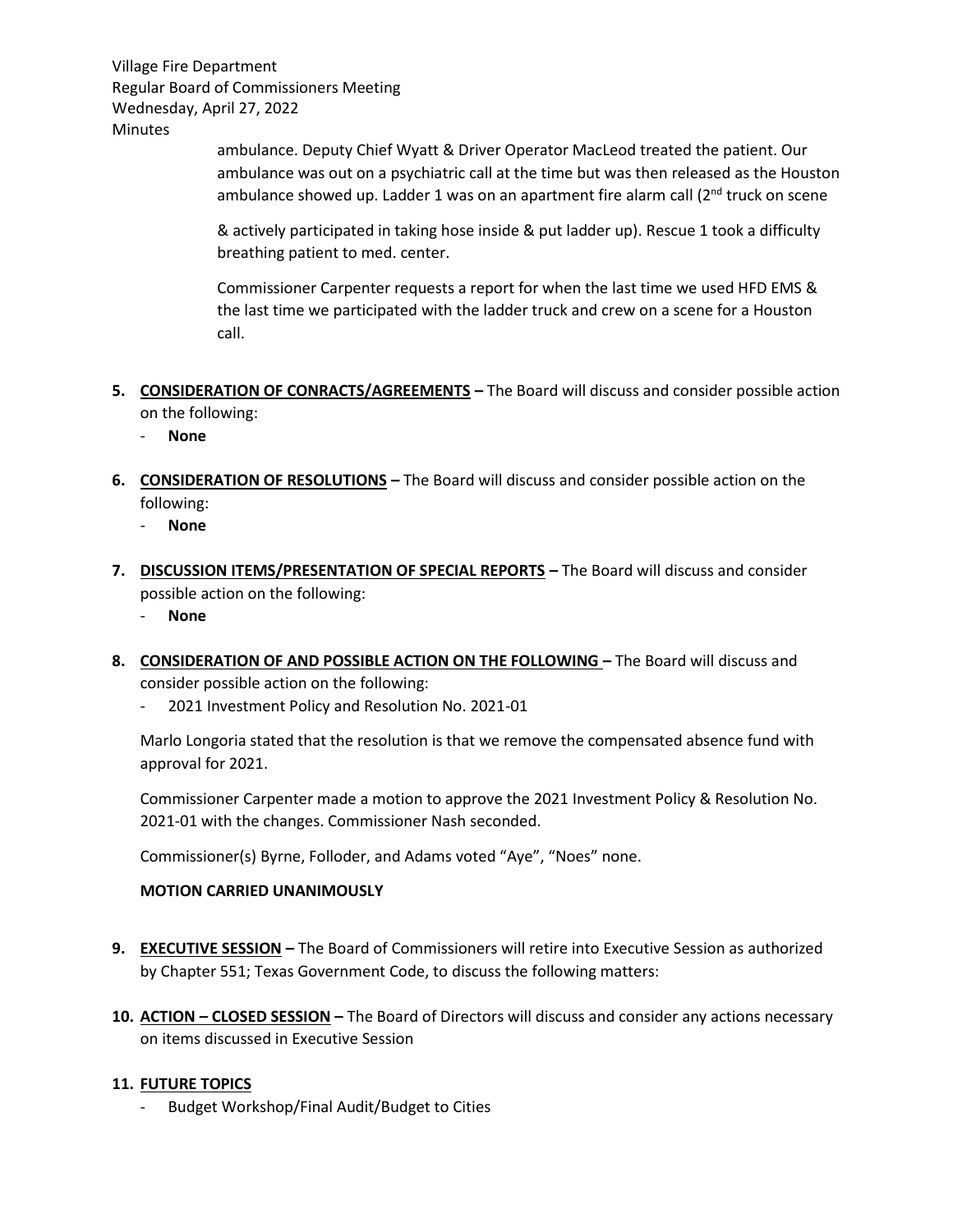ambulance. Deputy Chief Wyatt & Driver Operator MacLeod treated the patient. Our ambulance was out on a psychiatric call at the time but was then released as the Houston ambulance showed up. Ladder 1 was on an apartment fire alarm call (2nd truck on scene & actively participated in taking hose inside & put ladder up). Rescue 1 took a difficulty breathing patient to med. center.

Commissioner Carpenter requests a report for when the last time we used HFD EMS & the last time we participated with the ladder truck and crew on a scene for a Houston call.

5. **CONSIDERATION OF CONRACTS/AGREEMENTS –** The Board will discuss and consider possible action on the following:
   - **None**

6. **CONSIDERATION OF RESOLUTIONS –** The Board will discuss and consider possible action on the following:
   - **None**

7. **DISCUSSION ITEMS/PRESENTATION OF SPECIAL REPORTS –** The Board will discuss and consider possible action on the following:
   - **None**

8. **CONSIDERATION OF AND POSSIBLE ACTION ON THE FOLLOWING –** The Board will discuss and consider possible action on the following:
   - 2021 Investment Policy and Resolution No. 2021-01

   Marlo Longoria stated that the resolution is that we remove the compensated absence fund with approval for 2021.

   Commissioner Carpenter made a motion to approve the 2021 Investment Policy & Resolution No. 2021-01 with the changes. Commissioner Nash seconded.

   Commissioner(s) Byrne, Folloder, and Adams voted "Aye", "Noes" none.

   **MOTION CARRIED UNANIMOUSLY**

9. **EXECUTIVE SESSION –** The Board of Commissioners will retire into Executive Session as authorized by Chapter 551; Texas Government Code, to discuss the following matters:

10. **ACTION – CLOSED SESSION –** The Board of Directors will discuss and consider any actions necessary on items discussed in Executive Session

11. **FUTURE TOPICS**
    - Budget Workshop/Final Audit/Budget to Cities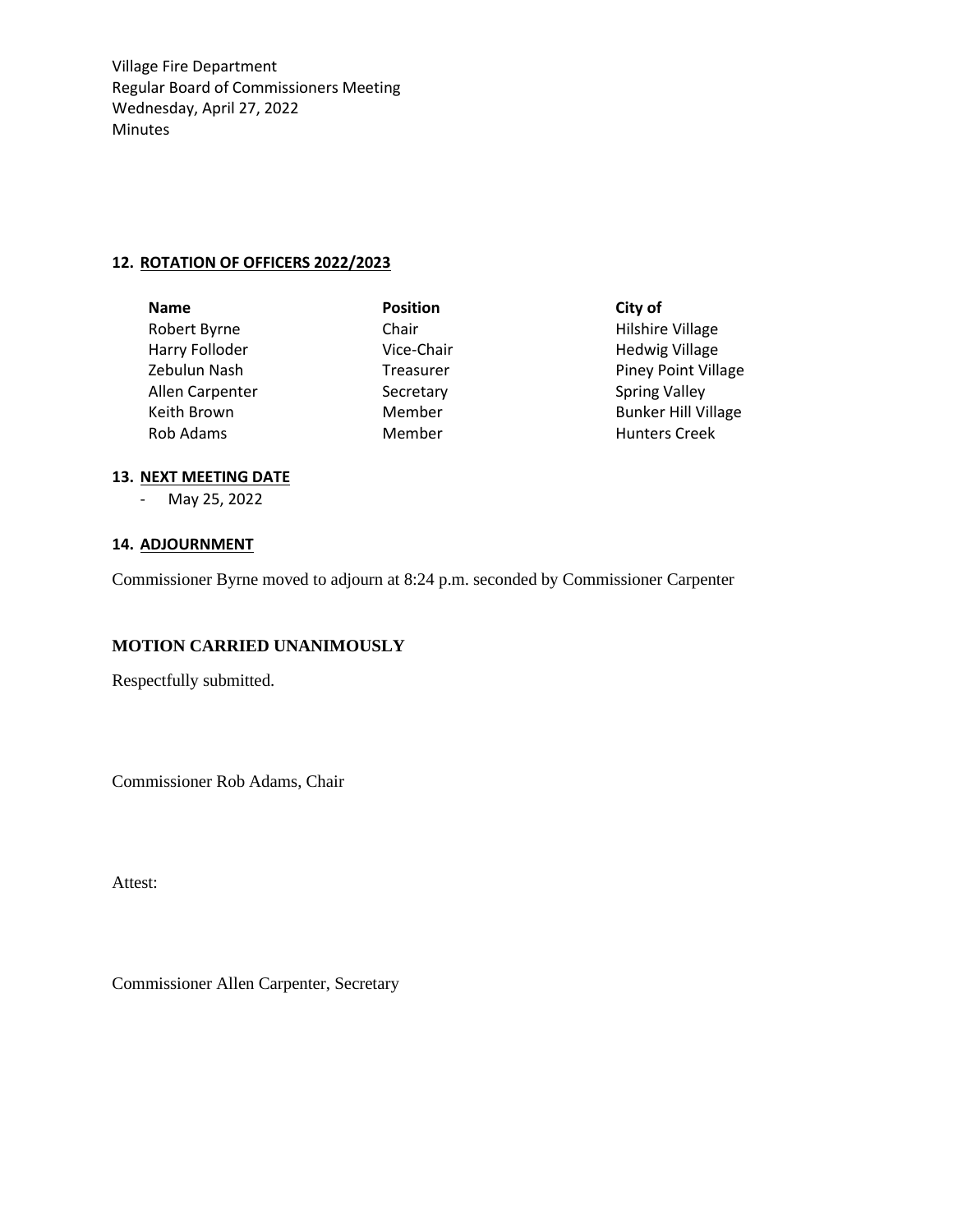Village Fire Department
Regular Board of Commissioners Meeting
Wednesday, April 27, 2022
Minutes

**12. ROTATION OF OFFICERS 2022/2023**

| Name | Position | City of |
|---|---|---|
| Robert Byrne | Chair | Hilshire Village |
| Harry Folloder | Vice-Chair | Hedwig Village |
| Zebulun Nash | Treasurer | Piney Point Village |
| Allen Carpenter | Secretary | Spring Valley |
| Keith Brown | Member | Bunker Hill Village |
| Rob Adams | Member | Hunters Creek |

**13. NEXT MEETING DATE**

- May 25, 2022

**14. ADJOURNMENT**

Commissioner Byrne moved to adjourn at 8:24 p.m. seconded by Commissioner Carpenter

**MOTION CARRIED UNANIMOUSLY**

Respectfully submitted.

Commissioner Rob Adams, Chair

Attest:

Commissioner Allen Carpenter, Secretary